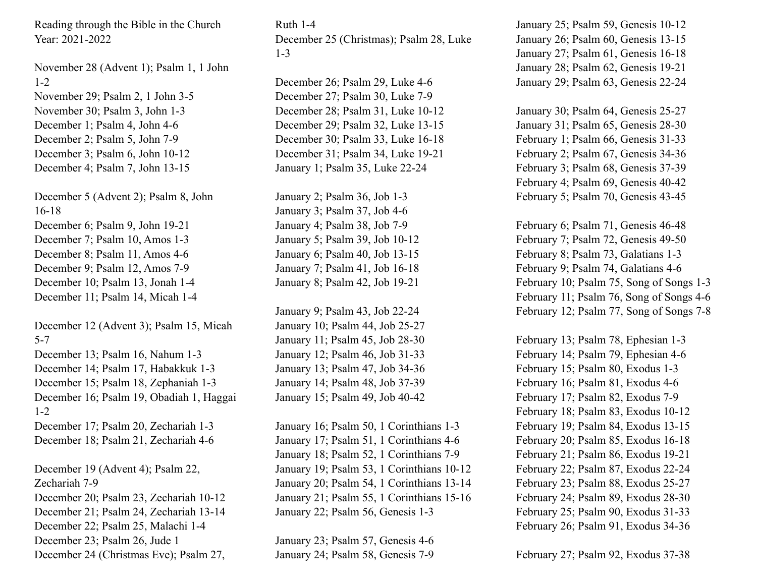Reading through the Bible in the Church Year: 2021-2022

November 28 (Advent 1); Psalm 1, 1 John 1-2
November 29; Psalm 2, 1 John 3-5
November 30; Psalm 3, John 1-3
December 1; Psalm 4, John 4-6
December 2; Psalm 5, John 7-9
December 3; Psalm 6, John 10-12
December 4; Psalm 7, John 13-15

December 5 (Advent 2); Psalm 8, John 16-18
December 6; Psalm 9, John 19-21
December 7; Psalm 10, Amos 1-3
December 8; Psalm 11, Amos 4-6
December 9; Psalm 12, Amos 7-9
December 10; Psalm 13, Jonah 1-4
December 11; Psalm 14, Micah 1-4

December 12 (Advent 3); Psalm 15, Micah 5-7
December 13; Psalm 16, Nahum 1-3
December 14; Psalm 17, Habakkuk 1-3
December 15; Psalm 18, Zephaniah 1-3
December 16; Psalm 19, Obadiah 1, Haggai 1-2
December 17; Psalm 20, Zechariah 1-3
December 18; Psalm 21, Zechariah 4-6

December 19 (Advent 4); Psalm 22, Zechariah 7-9
December 20; Psalm 23, Zechariah 10-12
December 21; Psalm 24, Zechariah 13-14
December 22; Psalm 25, Malachi 1-4
December 23; Psalm 26, Jude 1
December 24 (Christmas Eve); Psalm 27, Ruth 1-4
December 25 (Christmas); Psalm 28, Luke 1-3

December 26; Psalm 29, Luke 4-6
December 27; Psalm 30, Luke 7-9
December 28; Psalm 31, Luke 10-12
December 29; Psalm 32, Luke 13-15
December 30; Psalm 33, Luke 16-18
December 31; Psalm 34, Luke 19-21
January 1; Psalm 35, Luke 22-24

January 2; Psalm 36, Job 1-3
January 3; Psalm 37, Job 4-6
January 4; Psalm 38, Job 7-9
January 5; Psalm 39, Job 10-12
January 6; Psalm 40, Job 13-15
January 7; Psalm 41, Job 16-18
January 8; Psalm 42, Job 19-21

January 9; Psalm 43, Job 22-24
January 10; Psalm 44, Job 25-27
January 11; Psalm 45, Job 28-30
January 12; Psalm 46, Job 31-33
January 13; Psalm 47, Job 34-36
January 14; Psalm 48, Job 37-39
January 15; Psalm 49, Job 40-42

January 16; Psalm 50, 1 Corinthians 1-3
January 17; Psalm 51, 1 Corinthians 4-6
January 18; Psalm 52, 1 Corinthians 7-9
January 19; Psalm 53, 1 Corinthians 10-12
January 20; Psalm 54, 1 Corinthians 13-14
January 21; Psalm 55, 1 Corinthians 15-16
January 22; Psalm 56, Genesis 1-3

January 23; Psalm 57, Genesis 4-6
January 24; Psalm 58, Genesis 7-9
January 25; Psalm 59, Genesis 10-12
January 26; Psalm 60, Genesis 13-15
January 27; Psalm 61, Genesis 16-18
January 28; Psalm 62, Genesis 19-21
January 29; Psalm 63, Genesis 22-24

January 30; Psalm 64, Genesis 25-27
January 31; Psalm 65, Genesis 28-30
February 1; Psalm 66, Genesis 31-33
February 2; Psalm 67, Genesis 34-36
February 3; Psalm 68, Genesis 37-39
February 4; Psalm 69, Genesis 40-42
February 5; Psalm 70, Genesis 43-45

February 6; Psalm 71, Genesis 46-48
February 7; Psalm 72, Genesis 49-50
February 8; Psalm 73, Galatians 1-3
February 9; Psalm 74, Galatians 4-6
February 10; Psalm 75, Song of Songs 1-3
February 11; Psalm 76, Song of Songs 4-6
February 12; Psalm 77, Song of Songs 7-8

February 13; Psalm 78, Ephesian 1-3
February 14; Psalm 79, Ephesian 4-6
February 15; Psalm 80, Exodus 1-3
February 16; Psalm 81, Exodus 4-6
February 17; Psalm 82, Exodus 7-9
February 18; Psalm 83, Exodus 10-12
February 19; Psalm 84, Exodus 13-15
February 20; Psalm 85, Exodus 16-18
February 21; Psalm 86, Exodus 19-21
February 22; Psalm 87, Exodus 22-24
February 23; Psalm 88, Exodus 25-27
February 24; Psalm 89, Exodus 28-30
February 25; Psalm 90, Exodus 31-33
February 26; Psalm 91, Exodus 34-36

February 27; Psalm 92, Exodus 37-38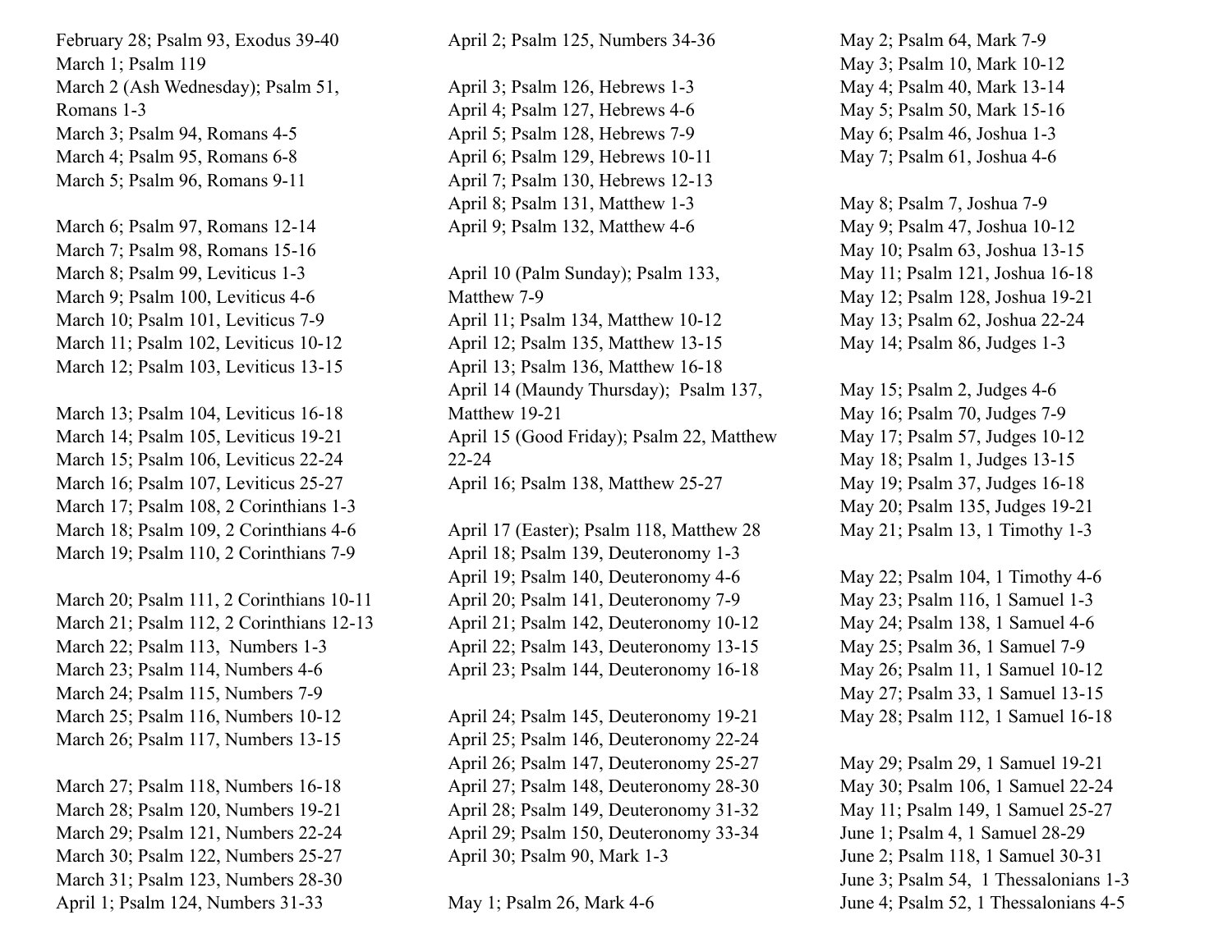February 28; Psalm 93, Exodus 39-40
March 1; Psalm 119
March 2 (Ash Wednesday); Psalm 51, Romans 1-3
March 3; Psalm 94, Romans 4-5
March 4; Psalm 95, Romans 6-8
March 5; Psalm 96, Romans 9-11

March 6; Psalm 97, Romans 12-14
March 7; Psalm 98, Romans 15-16
March 8; Psalm 99, Leviticus 1-3
March 9; Psalm 100, Leviticus 4-6
March 10; Psalm 101, Leviticus 7-9
March 11; Psalm 102, Leviticus 10-12
March 12; Psalm 103, Leviticus 13-15

March 13; Psalm 104, Leviticus 16-18
March 14; Psalm 105, Leviticus 19-21
March 15; Psalm 106, Leviticus 22-24
March 16; Psalm 107, Leviticus 25-27
March 17; Psalm 108, 2 Corinthians 1-3
March 18; Psalm 109, 2 Corinthians 4-6
March 19; Psalm 110, 2 Corinthians 7-9

March 20; Psalm 111, 2 Corinthians 10-11
March 21; Psalm 112, 2 Corinthians 12-13
March 22; Psalm 113, Numbers 1-3
March 23; Psalm 114, Numbers 4-6
March 24; Psalm 115, Numbers 7-9
March 25; Psalm 116, Numbers 10-12
March 26; Psalm 117, Numbers 13-15

March 27; Psalm 118, Numbers 16-18
March 28; Psalm 120, Numbers 19-21
March 29; Psalm 121, Numbers 22-24
March 30; Psalm 122, Numbers 25-27
March 31; Psalm 123, Numbers 28-30
April 1; Psalm 124, Numbers 31-33
April 2; Psalm 125, Numbers 34-36

April 3; Psalm 126, Hebrews 1-3
April 4; Psalm 127, Hebrews 4-6
April 5; Psalm 128, Hebrews 7-9
April 6; Psalm 129, Hebrews 10-11
April 7; Psalm 130, Hebrews 12-13
April 8; Psalm 131, Matthew 1-3
April 9; Psalm 132, Matthew 4-6

April 10 (Palm Sunday); Psalm 133, Matthew 7-9
April 11; Psalm 134, Matthew 10-12
April 12; Psalm 135, Matthew 13-15
April 13; Psalm 136, Matthew 16-18
April 14 (Maundy Thursday); Psalm 137, Matthew 19-21
April 15 (Good Friday); Psalm 22, Matthew 22-24
April 16; Psalm 138, Matthew 25-27

April 17 (Easter); Psalm 118, Matthew 28
April 18; Psalm 139, Deuteronomy 1-3
April 19; Psalm 140, Deuteronomy 4-6
April 20; Psalm 141, Deuteronomy 7-9
April 21; Psalm 142, Deuteronomy 10-12
April 22; Psalm 143, Deuteronomy 13-15
April 23; Psalm 144, Deuteronomy 16-18

April 24; Psalm 145, Deuteronomy 19-21
April 25; Psalm 146, Deuteronomy 22-24
April 26; Psalm 147, Deuteronomy 25-27
April 27; Psalm 148, Deuteronomy 28-30
April 28; Psalm 149, Deuteronomy 31-32
April 29; Psalm 150, Deuteronomy 33-34
April 30; Psalm 90, Mark 1-3

May 1; Psalm 26, Mark 4-6
May 2; Psalm 64, Mark 7-9
May 3; Psalm 10, Mark 10-12
May 4; Psalm 40, Mark 13-14
May 5; Psalm 50, Mark 15-16
May 6; Psalm 46, Joshua 1-3
May 7; Psalm 61, Joshua 4-6

May 8; Psalm 7, Joshua 7-9
May 9; Psalm 47, Joshua 10-12
May 10; Psalm 63, Joshua 13-15
May 11; Psalm 121, Joshua 16-18
May 12; Psalm 128, Joshua 19-21
May 13; Psalm 62, Joshua 22-24
May 14; Psalm 86, Judges 1-3

May 15; Psalm 2, Judges 4-6
May 16; Psalm 70, Judges 7-9
May 17; Psalm 57, Judges 10-12
May 18; Psalm 1, Judges 13-15
May 19; Psalm 37, Judges 16-18
May 20; Psalm 135, Judges 19-21
May 21; Psalm 13, 1 Timothy 1-3

May 22; Psalm 104, 1 Timothy 4-6
May 23; Psalm 116, 1 Samuel 1-3
May 24; Psalm 138, 1 Samuel 4-6
May 25; Psalm 36, 1 Samuel 7-9
May 26; Psalm 11, 1 Samuel 10-12
May 27; Psalm 33, 1 Samuel 13-15
May 28; Psalm 112, 1 Samuel 16-18

May 29; Psalm 29, 1 Samuel 19-21
May 30; Psalm 106, 1 Samuel 22-24
May 11; Psalm 149, 1 Samuel 25-27
June 1; Psalm 4, 1 Samuel 28-29
June 2; Psalm 118, 1 Samuel 30-31
June 3; Psalm 54, 1 Thessalonians 1-3
June 4; Psalm 52, 1 Thessalonians 4-5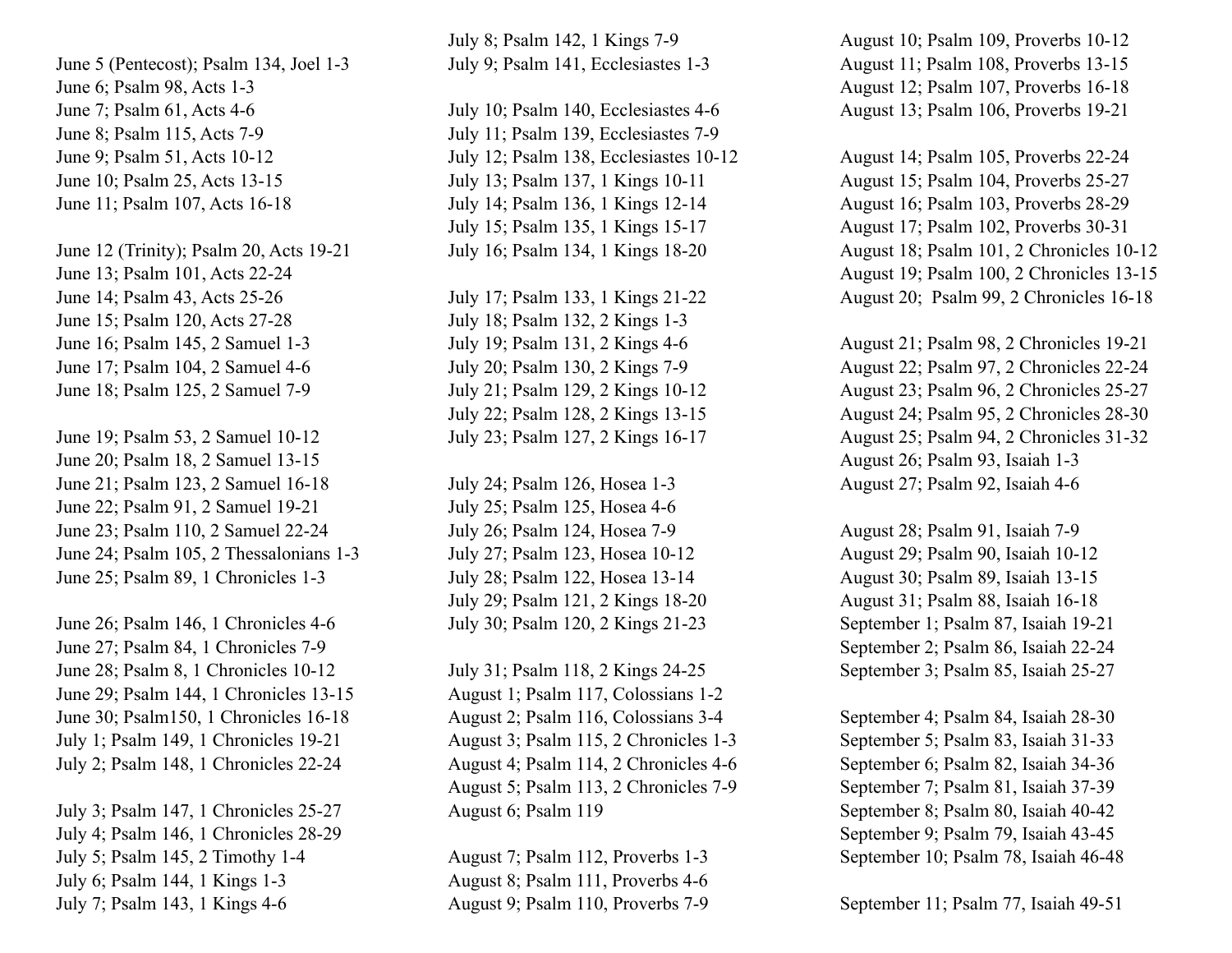June 5 (Pentecost); Psalm 134, Joel 1-3
June 6; Psalm 98, Acts 1-3
June 7; Psalm 61, Acts 4-6
June 8; Psalm 115, Acts 7-9
June 9; Psalm 51, Acts 10-12
June 10; Psalm 25, Acts 13-15
June 11; Psalm 107, Acts 16-18

June 12 (Trinity); Psalm 20, Acts 19-21
June 13; Psalm 101, Acts 22-24
June 14; Psalm 43, Acts 25-26
June 15; Psalm 120, Acts 27-28
June 16; Psalm 145, 2 Samuel 1-3
June 17; Psalm 104, 2 Samuel 4-6
June 18; Psalm 125, 2 Samuel 7-9

June 19; Psalm 53, 2 Samuel 10-12
June 20; Psalm 18, 2 Samuel 13-15
June 21; Psalm 123, 2 Samuel 16-18
June 22; Psalm 91, 2 Samuel 19-21
June 23; Psalm 110, 2 Samuel 22-24
June 24; Psalm 105, 2 Thessalonians 1-3
June 25; Psalm 89, 1 Chronicles 1-3

June 26; Psalm 146, 1 Chronicles 4-6
June 27; Psalm 84, 1 Chronicles 7-9
June 28; Psalm 8, 1 Chronicles 10-12
June 29; Psalm 144, 1 Chronicles 13-15
June 30; Psalm150, 1 Chronicles 16-18
July 1; Psalm 149, 1 Chronicles 19-21
July 2; Psalm 148, 1 Chronicles 22-24

July 3; Psalm 147, 1 Chronicles 25-27
July 4; Psalm 146, 1 Chronicles 28-29
July 5; Psalm 145, 2 Timothy 1-4
July 6; Psalm 144, 1 Kings 1-3
July 7; Psalm 143, 1 Kings 4-6
July 8; Psalm 142, 1 Kings 7-9
July 9; Psalm 141, Ecclesiastes 1-3

July 10; Psalm 140, Ecclesiastes 4-6
July 11; Psalm 139, Ecclesiastes 7-9
July 12; Psalm 138, Ecclesiastes 10-12
July 13; Psalm 137, 1 Kings 10-11
July 14; Psalm 136, 1 Kings 12-14
July 15; Psalm 135, 1 Kings 15-17
July 16; Psalm 134, 1 Kings 18-20

July 17; Psalm 133, 1 Kings 21-22
July 18; Psalm 132, 2 Kings 1-3
July 19; Psalm 131, 2 Kings 4-6
July 20; Psalm 130, 2 Kings 7-9
July 21; Psalm 129, 2 Kings 10-12
July 22; Psalm 128, 2 Kings 13-15
July 23; Psalm 127, 2 Kings 16-17

July 24; Psalm 126, Hosea 1-3
July 25; Psalm 125, Hosea 4-6
July 26; Psalm 124, Hosea 7-9
July 27; Psalm 123, Hosea 10-12
July 28; Psalm 122, Hosea 13-14
July 29; Psalm 121, 2 Kings 18-20
July 30; Psalm 120, 2 Kings 21-23

July 31; Psalm 118, 2 Kings 24-25
August 1; Psalm 117, Colossians 1-2
August 2; Psalm 116, Colossians 3-4
August 3; Psalm 115, 2 Chronicles 1-3
August 4; Psalm 114, 2 Chronicles 4-6
August 5; Psalm 113, 2 Chronicles 7-9
August 6; Psalm 119

August 7; Psalm 112, Proverbs 1-3
August 8; Psalm 111, Proverbs 4-6
August 9; Psalm 110, Proverbs 7-9
August 10; Psalm 109, Proverbs 10-12
August 11; Psalm 108, Proverbs 13-15
August 12; Psalm 107, Proverbs 16-18
August 13; Psalm 106, Proverbs 19-21

August 14; Psalm 105, Proverbs 22-24
August 15; Psalm 104, Proverbs 25-27
August 16; Psalm 103, Proverbs 28-29
August 17; Psalm 102, Proverbs 30-31
August 18; Psalm 101, 2 Chronicles 10-12
August 19; Psalm 100, 2 Chronicles 13-15
August 20; Psalm 99, 2 Chronicles 16-18

August 21; Psalm 98, 2 Chronicles 19-21
August 22; Psalm 97, 2 Chronicles 22-24
August 23; Psalm 96, 2 Chronicles 25-27
August 24; Psalm 95, 2 Chronicles 28-30
August 25; Psalm 94, 2 Chronicles 31-32
August 26; Psalm 93, Isaiah 1-3
August 27; Psalm 92, Isaiah 4-6

August 28; Psalm 91, Isaiah 7-9
August 29; Psalm 90, Isaiah 10-12
August 30; Psalm 89, Isaiah 13-15
August 31; Psalm 88, Isaiah 16-18
September 1; Psalm 87, Isaiah 19-21
September 2; Psalm 86, Isaiah 22-24
September 3; Psalm 85, Isaiah 25-27

September 4; Psalm 84, Isaiah 28-30
September 5; Psalm 83, Isaiah 31-33
September 6; Psalm 82, Isaiah 34-36
September 7; Psalm 81, Isaiah 37-39
September 8; Psalm 80, Isaiah 40-42
September 9; Psalm 79, Isaiah 43-45
September 10; Psalm 78, Isaiah 46-48

September 11; Psalm 77, Isaiah 49-51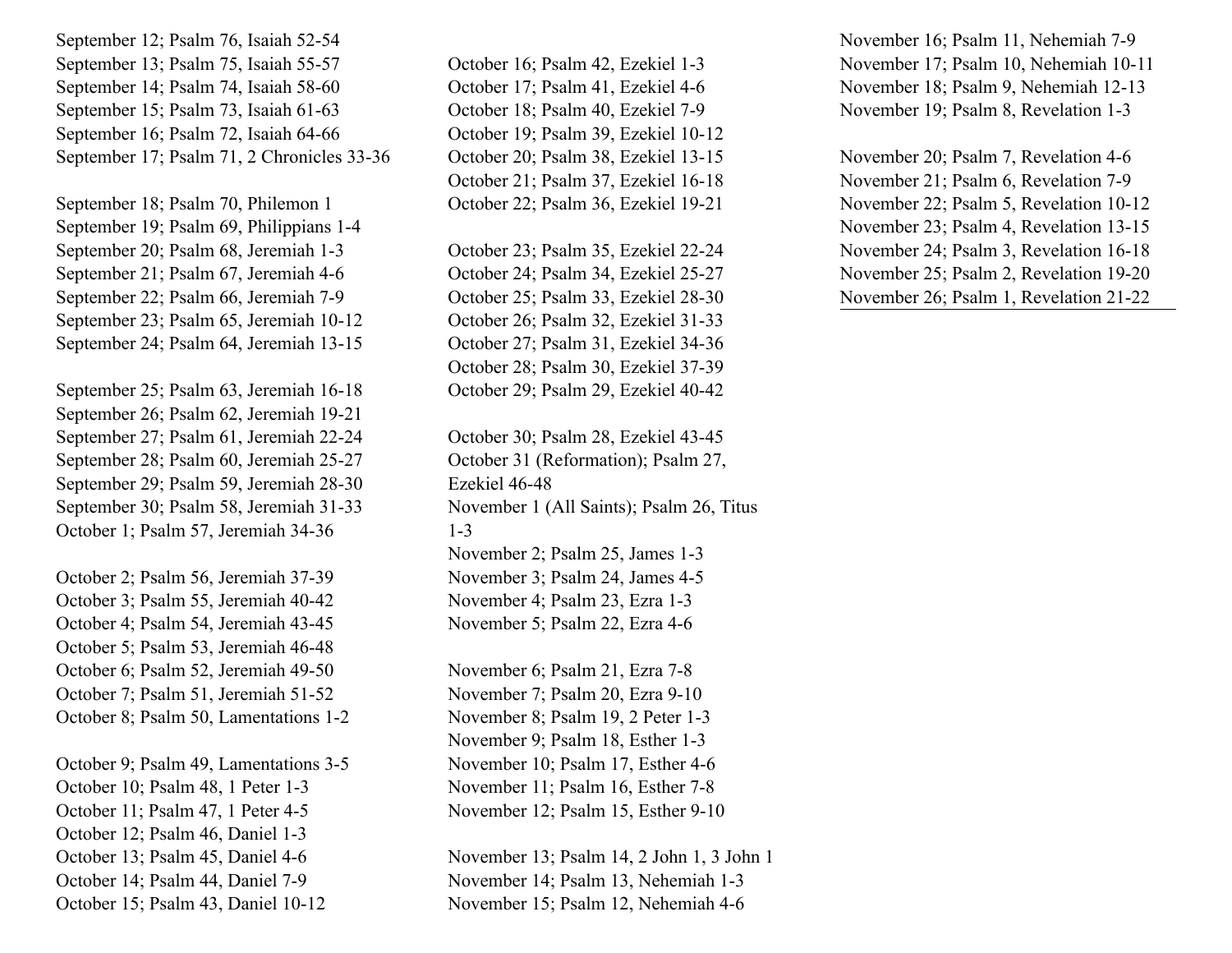September 12; Psalm 76, Isaiah 52-54
September 13; Psalm 75, Isaiah 55-57
September 14; Psalm 74, Isaiah 58-60
September 15; Psalm 73, Isaiah 61-63
September 16; Psalm 72, Isaiah 64-66
September 17; Psalm 71, 2 Chronicles 33-36

September 18; Psalm 70, Philemon 1
September 19; Psalm 69, Philippians 1-4
September 20; Psalm 68, Jeremiah 1-3
September 21; Psalm 67, Jeremiah 4-6
September 22; Psalm 66, Jeremiah 7-9
September 23; Psalm 65, Jeremiah 10-12
September 24; Psalm 64, Jeremiah 13-15

September 25; Psalm 63, Jeremiah 16-18
September 26; Psalm 62, Jeremiah 19-21
September 27; Psalm 61, Jeremiah 22-24
September 28; Psalm 60, Jeremiah 25-27
September 29; Psalm 59, Jeremiah 28-30
September 30; Psalm 58, Jeremiah 31-33
October 1; Psalm 57, Jeremiah 34-36

October 2; Psalm 56, Jeremiah 37-39
October 3; Psalm 55, Jeremiah 40-42
October 4; Psalm 54, Jeremiah 43-45
October 5; Psalm 53, Jeremiah 46-48
October 6; Psalm 52, Jeremiah 49-50
October 7; Psalm 51, Jeremiah 51-52
October 8; Psalm 50, Lamentations 1-2

October 9; Psalm 49, Lamentations 3-5
October 10; Psalm 48, 1 Peter 1-3
October 11; Psalm 47, 1 Peter 4-5
October 12; Psalm 46, Daniel 1-3
October 13; Psalm 45, Daniel 4-6
October 14; Psalm 44, Daniel 7-9
October 15; Psalm 43, Daniel 10-12

October 16; Psalm 42, Ezekiel 1-3
October 17; Psalm 41, Ezekiel 4-6
October 18; Psalm 40, Ezekiel 7-9
October 19; Psalm 39, Ezekiel 10-12
October 20; Psalm 38, Ezekiel 13-15
October 21; Psalm 37, Ezekiel 16-18
October 22; Psalm 36, Ezekiel 19-21

October 23; Psalm 35, Ezekiel 22-24
October 24; Psalm 34, Ezekiel 25-27
October 25; Psalm 33, Ezekiel 28-30
October 26; Psalm 32, Ezekiel 31-33
October 27; Psalm 31, Ezekiel 34-36
October 28; Psalm 30, Ezekiel 37-39
October 29; Psalm 29, Ezekiel 40-42

October 30; Psalm 28, Ezekiel 43-45
October 31 (Reformation); Psalm 27, Ezekiel 46-48
November 1 (All Saints); Psalm 26, Titus 1-3
November 2; Psalm 25, James 1-3
November 3; Psalm 24, James 4-5
November 4; Psalm 23, Ezra 1-3
November 5; Psalm 22, Ezra 4-6

November 6; Psalm 21, Ezra 7-8
November 7; Psalm 20, Ezra 9-10
November 8; Psalm 19, 2 Peter 1-3
November 9; Psalm 18, Esther 1-3
November 10; Psalm 17, Esther 4-6
November 11; Psalm 16, Esther 7-8
November 12; Psalm 15, Esther 9-10

November 13; Psalm 14, 2 John 1, 3 John 1
November 14; Psalm 13, Nehemiah 1-3
November 15; Psalm 12, Nehemiah 4-6
November 16; Psalm 11, Nehemiah 7-9
November 17; Psalm 10, Nehemiah 10-11
November 18; Psalm 9, Nehemiah 12-13
November 19; Psalm 8, Revelation 1-3

November 20; Psalm 7, Revelation 4-6
November 21; Psalm 6, Revelation 7-9
November 22; Psalm 5, Revelation 10-12
November 23; Psalm 4, Revelation 13-15
November 24; Psalm 3, Revelation 16-18
November 25; Psalm 2, Revelation 19-20
November 26; Psalm 1, Revelation 21-22